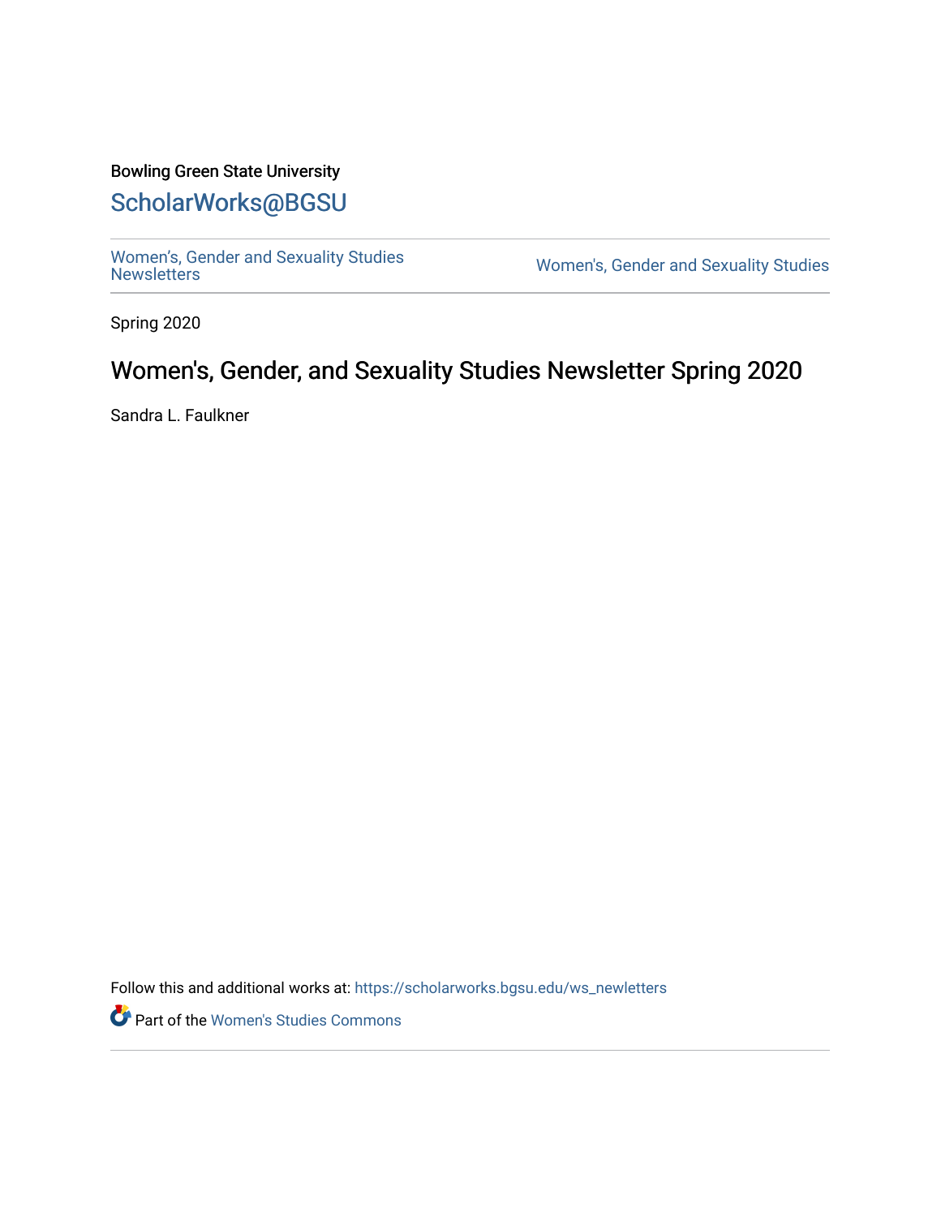Bowling Green State University

# ScholarWorks@BGSU

Women's, Gender and Sexuality Studies Newsletters | Women's, Gender and Sexuality Studies

Spring 2020

## Women's, Gender, and Sexuality Studies Newsletter Spring 2020

Sandra L. Faulkner

Follow this and additional works at: https://scholarworks.bgsu.edu/ws_newletters

Part of the Women's Studies Commons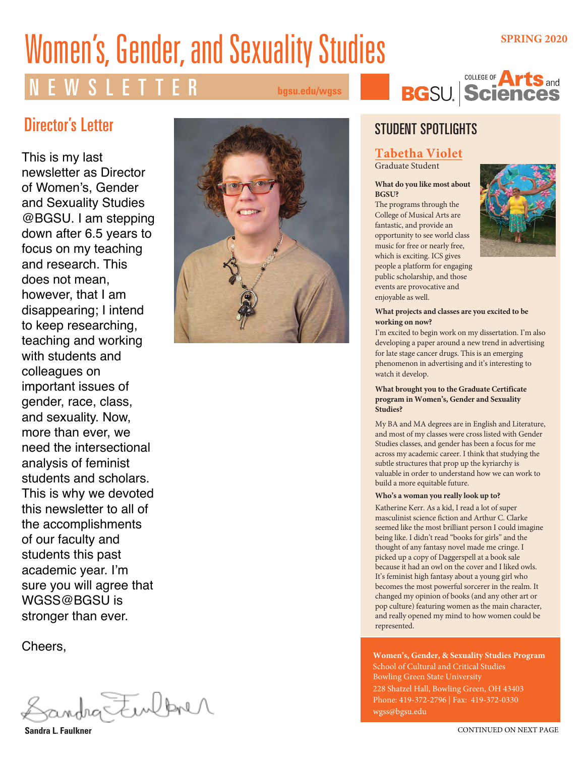# Women's, Gender, and Sexuality Studies

NEWSLETTER

bgsu.edu/wgss

SPRING 2020

BGSU. COLLEGE OF Arts and Sciences

## Director's Letter

This is my last newsletter as Director of Women's, Gender and Sexuality Studies @BGSU. I am stepping down after 6.5 years to focus on my teaching and research. This does not mean, however, that I am disappearing; I intend to keep researching, teaching and working with students and colleagues on important issues of gender, race, class, and sexuality. Now, more than ever, we need the intersectional analysis of feminist students and scholars. This is why we devoted this newsletter to all of the accomplishments of our faculty and students this past academic year. I'm sure you will agree that WGSS@BGSU is stronger than ever.

Cheers,

**Sandra L. Faulkner**

## STUDENT SPOTLIGHTS

### Tabetha Violet

Graduate Student

**What do you like most about BGSU?**

The programs through the College of Musical Arts are fantastic, and provide an opportunity to see world class music for free or nearly free, which is exciting. ICS gives people a platform for engaging public scholarship, and those events are provocative and enjoyable as well.

**What projects and classes are you excited to be working on now?**

I'm excited to begin work on my dissertation. I'm also developing a paper around a new trend in advertising for late stage cancer drugs. This is an emerging phenomenon in advertising and it's interesting to watch it develop.

**What brought you to the Graduate Certificate program in Women's, Gender and Sexuality Studies?**

My BA and MA degrees are in English and Literature, and most of my classes were cross listed with Gender Studies classes, and gender has been a focus for me across my academic career. I think that studying the subtle structures that prop up the kyriarchy is valuable in order to understand how we can work to build a more equitable future.

**Who's a woman you really look up to?**

Katherine Kerr. As a kid, I read a lot of super masculinist science fiction and Arthur C. Clarke seemed like the most brilliant person I could imagine being like. I didn't read "books for girls" and the thought of any fantasy novel made me cringe. I picked up a copy of Daggerspell at a book sale because it had an owl on the cover and I liked owls. It's feminist high fantasy about a young girl who becomes the most powerful sorcerer in the realm. It changed my opinion of books (and any other art or pop culture) featuring women as the main character, and really opened my mind to how women could be represented.

**Women's, Gender, & Sexuality Studies Program**
School of Cultural and Critical Studies
Bowling Green State University
228 Shatzel Hall, Bowling Green, OH 43403
Phone: 419-372-2796 | Fax: 419-372-0330
wgss@bgsu.edu

CONTINUED ON NEXT PAGE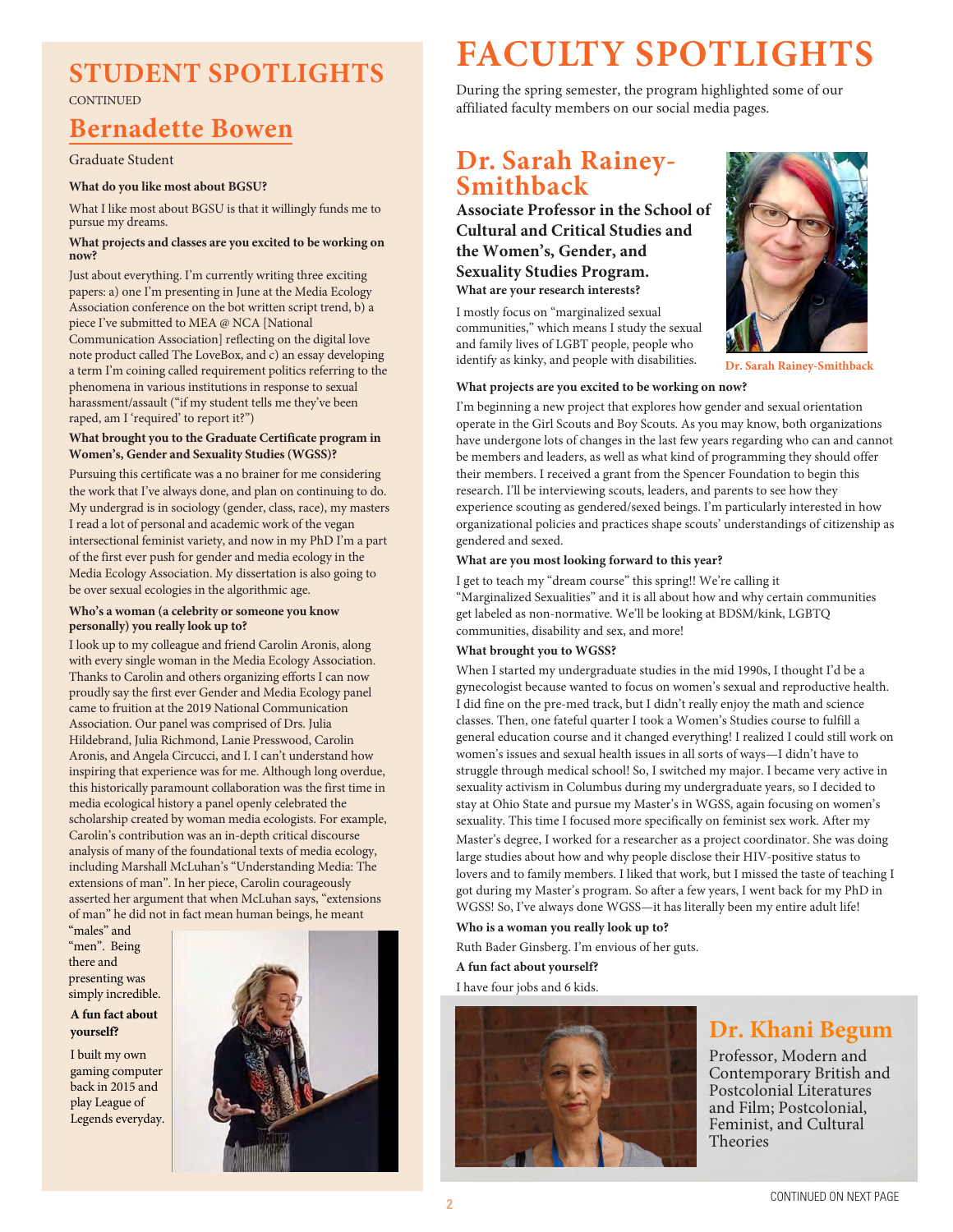## STUDENT SPOTLIGHTS

CONTINUED

### Bernadette Bowen

Graduate Student

**What do you like most about BGSU?**

What I like most about BGSU is that it willingly funds me to pursue my dreams.

**What projects and classes are you excited to be working on now?**

Just about everything. I'm currently writing three exciting papers: a) one I'm presenting in June at the Media Ecology Association conference on the bot written script trend, b) a piece I've submitted to MEA @ NCA [National Communication Association] reflecting on the digital love note product called The LoveBox, and c) an essay developing a term I'm coining called requirement politics referring to the phenomena in various institutions in response to sexual harassment/assault ("if my student tells me they've been raped, am I 'required' to report it?")

**What brought you to the Graduate Certificate program in Women's, Gender and Sexuality Studies (WGSS)?**

Pursuing this certificate was a no brainer for me considering the work that I've always done, and plan on continuing to do. My undergrad is in sociology (gender, class, race), my masters I read a lot of personal and academic work of the vegan intersectional feminist variety, and now in my PhD I'm a part of the first ever push for gender and media ecology in the Media Ecology Association. My dissertation is also going to be over sexual ecologies in the algorithmic age.

**Who's a woman (a celebrity or someone you know personally) you really look up to?**

I look up to my colleague and friend Carolin Aronis, along with every single woman in the Media Ecology Association. Thanks to Carolin and others organizing efforts I can now proudly say the first ever Gender and Media Ecology panel came to fruition at the 2019 National Communication Association. Our panel was comprised of Drs. Julia Hildebrand, Julia Richmond, Lanie Presswood, Carolin Aronis, and Angela Circucci, and I. I can't understand how inspiring that experience was for me. Although long overdue, this historically paramount collaboration was the first time in media ecological history a panel openly celebrated the scholarship created by woman media ecologists. For example, Carolin's contribution was an in-depth critical discourse analysis of many of the foundational texts of media ecology, including Marshall McLuhan's "Understanding Media: The extensions of man". In her piece, Carolin courageously asserted her argument that when McLuhan says, "extensions of man" he did not in fact mean human beings, he meant "males" and "men". Being there and presenting was simply incredible.

**A fun fact about yourself?**

I built my own gaming computer back in 2015 and play League of Legends everyday.

# FACULTY SPOTLIGHTS

During the spring semester, the program highlighted some of our affiliated faculty members on our social media pages.

## Dr. Sarah Rainey-Smithback

**Associate Professor in the School of Cultural and Critical Studies and the Women's, Gender, and Sexuality Studies Program.**

Dr. Sarah Rainey-Smithback

**What are your research interests?**

I mostly focus on "marginalized sexual communities," which means I study the sexual and family lives of LGBT people, people who identify as kinky, and people with disabilities.

**What projects are you excited to be working on now?**

I'm beginning a new project that explores how gender and sexual orientation operate in the Girl Scouts and Boy Scouts. As you may know, both organizations have undergone lots of changes in the last few years regarding who can and cannot be members and leaders, as well as what kind of programming they should offer their members. I received a grant from the Spencer Foundation to begin this research. I'll be interviewing scouts, leaders, and parents to see how they experience scouting as gendered/sexed beings. I'm particularly interested in how organizational policies and practices shape scouts' understandings of citizenship as gendered and sexed.

**What are you most looking forward to this year?**

I get to teach my "dream course" this spring!! We're calling it "Marginalized Sexualities" and it is all about how and why certain communities get labeled as non-normative. We'll be looking at BDSM/kink, LGBTQ communities, disability and sex, and more!

**What brought you to WGSS?**

When I started my undergraduate studies in the mid 1990s, I thought I'd be a gynecologist because wanted to focus on women's sexual and reproductive health. I did fine on the pre-med track, but I didn't really enjoy the math and science classes. Then, one fateful quarter I took a Women's Studies course to fulfill a general education course and it changed everything! I realized I could still work on women's issues and sexual health issues in all sorts of ways—I didn't have to struggle through medical school! So, I switched my major. I became very active in sexuality activism in Columbus during my undergraduate years, so I decided to stay at Ohio State and pursue my Master's in WGSS, again focusing on women's sexuality. This time I focused more specifically on feminist sex work. After my Master's degree, I worked for a researcher as a project coordinator. She was doing large studies about how and why people disclose their HIV-positive status to lovers and to family members. I liked that work, but I missed the taste of teaching I got during my Master's program. So after a few years, I went back for my PhD in WGSS! So, I've always done WGSS—it has literally been my entire adult life!

**Who is a woman you really look up to?**

Ruth Bader Ginsberg. I'm envious of her guts.

**A fun fact about yourself?**

I have four jobs and 6 kids.

## Dr. Khani Begum

Professor, Modern and Contemporary British and Postcolonial Literatures and Film; Postcolonial, Feminist, and Cultural Theories

CONTINUED ON NEXT PAGE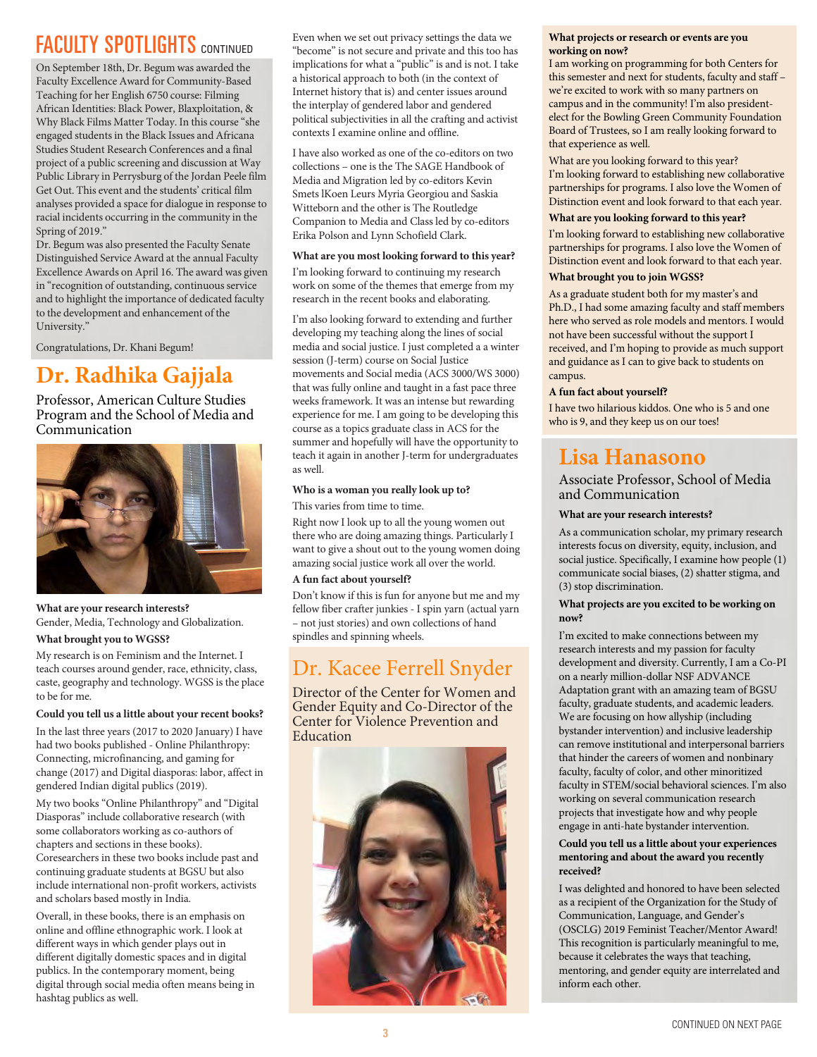# FACULTY SPOTLIGHTS CONTINUED

On September 18th, Dr. Begum was awarded the Faculty Excellence Award for Community-Based Teaching for her English 6750 course: Filming African Identities: Black Power, Blaxploitation, & Why Black Films Matter Today. In this course "she engaged students in the Black Issues and Africana Studies Student Research Conferences and a final project of a public screening and discussion at Way Public Library in Perrysburg of the Jordan Peele film Get Out. This event and the students' critical film analyses provided a space for dialogue in response to racial incidents occurring in the community in the Spring of 2019."

Dr. Begum was also presented the Faculty Senate Distinguished Service Award at the annual Faculty Excellence Awards on April 16. The award was given in "recognition of outstanding, continuous service and to highlight the importance of dedicated faculty to the development and enhancement of the University."

Congratulations, Dr. Khani Begum!

## Dr. Radhika Gajjala

Professor, American Culture Studies Program and the School of Media and Communication

**What are your research interests?**
Gender, Media, Technology and Globalization.

**What brought you to WGSS?**

My research is on Feminism and the Internet. I teach courses around gender, race, ethnicity, class, caste, geography and technology. WGSS is the place to be for me.

**Could you tell us a little about your recent books?**

In the last three years (2017 to 2020 January) I have had two books published - Online Philanthropy: Connecting, microfinancing, and gaming for change (2017) and Digital diasporas: labor, affect in gendered Indian digital publics (2019).

My two books "Online Philanthropy" and "Digital Diasporas" include collaborative research (with some collaborators working as co-authors of chapters and sections in these books). Coresearchers in these two books include past and continuing graduate students at BGSU but also include international non-profit workers, activists and scholars based mostly in India.

Overall, in these books, there is an emphasis on online and offline ethnographic work. I look at different ways in which gender plays out in different digitally domestic spaces and in digital publics. In the contemporary moment, being digital through social media often means being in hashtag publics as well.

Even when we set out privacy settings the data we "become" is not secure and private and this too has implications for what a "public" is and is not. I take a historical approach to both (in the context of Internet history that is) and center issues around the interplay of gendered labor and gendered political subjectivities in all the crafting and activist contexts I examine online and offline.

I have also worked as one of the co-editors on two collections – one is the The SAGE Handbook of Media and Migration led by co-editors Kevin Smets lKoen Leurs Myria Georgiou and Saskia Witteborn and the other is The Routledge Companion to Media and Class led by co-editors Erika Polson and Lynn Schofield Clark.

**What are you most looking forward to this year?**

I'm looking forward to continuing my research work on some of the themes that emerge from my research in the recent books and elaborating.

I'm also looking forward to extending and further developing my teaching along the lines of social media and social justice. I just completed a a winter session (J-term) course on Social Justice movements and Social media (ACS 3000/WS 3000) that was fully online and taught in a fast pace three weeks framework. It was an intense but rewarding experience for me. I am going to be developing this course as a topics graduate class in ACS for the summer and hopefully will have the opportunity to teach it again in another J-term for undergraduates as well.

**Who is a woman you really look up to?**

This varies from time to time.

Right now I look up to all the young women out there who are doing amazing things. Particularly I want to give a shout out to the young women doing amazing social justice work all over the world.

**A fun fact about yourself?**

Don't know if this is fun for anyone but me and my fellow fiber crafter junkies - I spin yarn (actual yarn – not just stories) and own collections of hand spindles and spinning wheels.

## Dr. Kacee Ferrell Snyder

Director of the Center for Women and Gender Equity and Co-Director of the Center for Violence Prevention and Education

**What projects or research or events are you working on now?**
I am working on programming for both Centers for this semester and next for students, faculty and staff – we're excited to work with so many partners on campus and in the community! I'm also president-elect for the Bowling Green Community Foundation Board of Trustees, so I am really looking forward to that experience as well.

What are you looking forward to this year?
I'm looking forward to establishing new collaborative partnerships for programs. I also love the Women of Distinction event and look forward to that each year.

**What are you looking forward to this year?**

I'm looking forward to establishing new collaborative partnerships for programs. I also love the Women of Distinction event and look forward to that each year.

**What brought you to join WGSS?**

As a graduate student both for my master's and Ph.D., I had some amazing faculty and staff members here who served as role models and mentors. I would not have been successful without the support I received, and I'm hoping to provide as much support and guidance as I can to give back to students on campus.

**A fun fact about yourself?**

I have two hilarious kiddos. One who is 5 and one who is 9, and they keep us on our toes!

## Lisa Hanasono

Associate Professor, School of Media and Communication

**What are your research interests?**

As a communication scholar, my primary research interests focus on diversity, equity, inclusion, and social justice. Specifically, I examine how people (1) communicate social biases, (2) shatter stigma, and (3) stop discrimination.

**What projects are you excited to be working on now?**

I'm excited to make connections between my research interests and my passion for faculty development and diversity. Currently, I am a Co-PI on a nearly million-dollar NSF ADVANCE Adaptation grant with an amazing team of BGSU faculty, graduate students, and academic leaders. We are focusing on how allyship (including bystander intervention) and inclusive leadership can remove institutional and interpersonal barriers that hinder the careers of women and nonbinary faculty, faculty of color, and other minoritized faculty in STEM/social behavioral sciences. I'm also working on several communication research projects that investigate how and why people engage in anti-hate bystander intervention.

**Could you tell us a little about your experiences mentoring and about the award you recently received?**

I was delighted and honored to have been selected as a recipient of the Organization for the Study of Communication, Language, and Gender's (OSCLG) 2019 Feminist Teacher/Mentor Award! This recognition is particularly meaningful to me, because it celebrates the ways that teaching, mentoring, and gender equity are interrelated and inform each other.

CONTINUED ON NEXT PAGE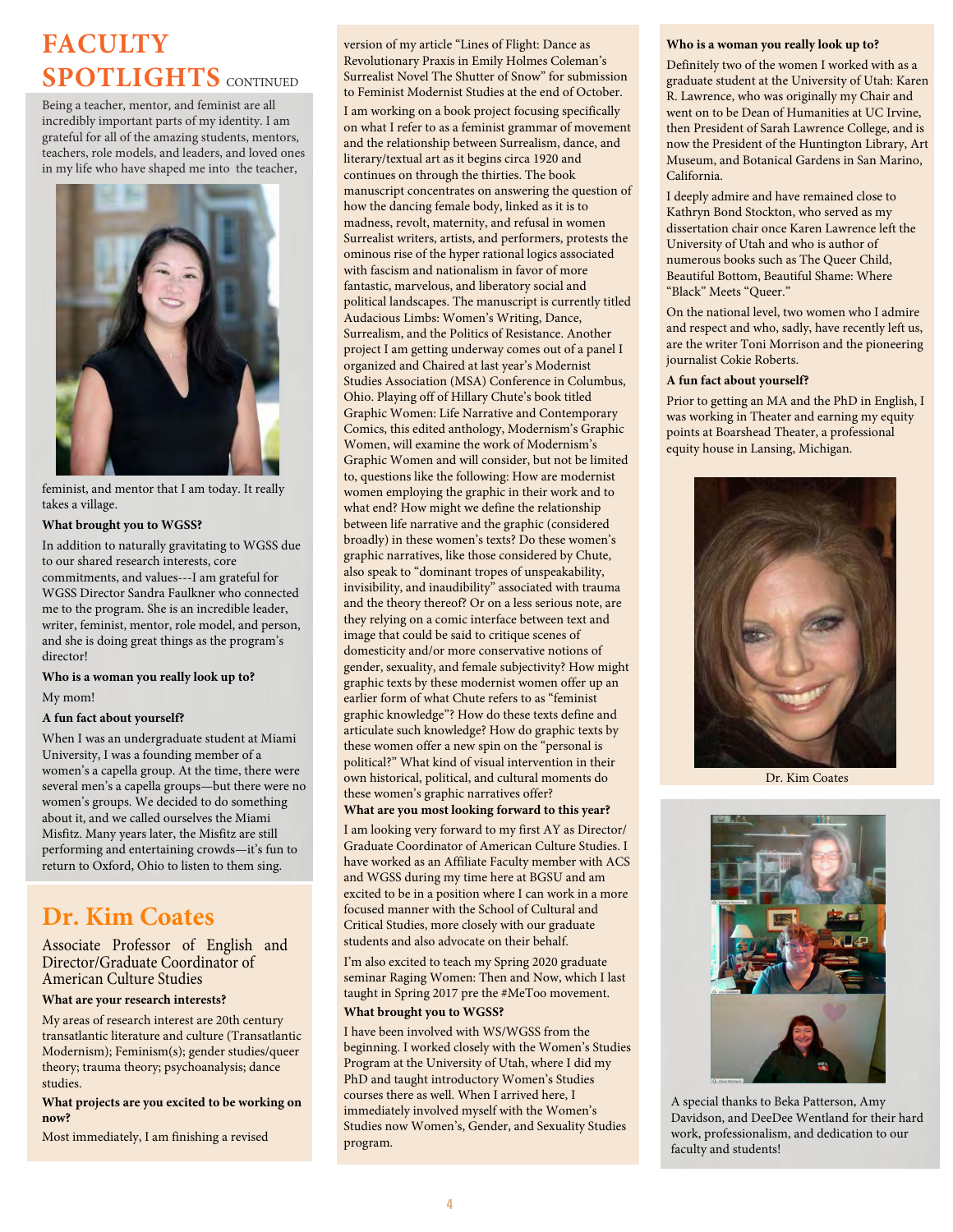# FACULTY SPOTLIGHTS CONTINUED

Being a teacher, mentor, and feminist are all incredibly important parts of my identity. I am grateful for all of the amazing students, mentors, teachers, role models, and leaders, and loved ones in my life who have shaped me into the teacher, feminist, and mentor that I am today. It really takes a village.

**What brought you to WGSS?**

In addition to naturally gravitating to WGSS due to our shared research interests, core commitments, and values---I am grateful for WGSS Director Sandra Faulkner who connected me to the program. She is an incredible leader, writer, feminist, mentor, role model, and person, and she is doing great things as the program's director!

**Who is a woman you really look up to?**

My mom!

**A fun fact about yourself?**

When I was an undergraduate student at Miami University, I was a founding member of a women's a capella group. At the time, there were several men's a capella groups—but there were no women's groups. We decided to do something about it, and we called ourselves the Miami Misfitz. Many years later, the Misfitz are still performing and entertaining crowds—it's fun to return to Oxford, Ohio to listen to them sing.

## Dr. Kim Coates

Associate Professor of English and Director/Graduate Coordinator of American Culture Studies

**What are your research interests?**

My areas of research interest are 20th century transatlantic literature and culture (Transatlantic Modernism); Feminism(s); gender studies/queer theory; trauma theory; psychoanalysis; dance studies.

**What projects are you excited to be working on now?**

Most immediately, I am finishing a revised version of my article "Lines of Flight: Dance as Revolutionary Praxis in Emily Holmes Coleman's Surrealist Novel The Shutter of Snow" for submission to Feminist Modernist Studies at the end of October.

I am working on a book project focusing specifically on what I refer to as a feminist grammar of movement and the relationship between Surrealism, dance, and literary/textual art as it begins circa 1920 and continues on through the thirties. The book manuscript concentrates on answering the question of how the dancing female body, linked as it is to madness, revolt, maternity, and refusal in women Surrealist writers, artists, and performers, protests the ominous rise of the hyper rational logics associated with fascism and nationalism in favor of more fantastic, marvelous, and liberatory social and political landscapes. The manuscript is currently titled Audacious Limbs: Women's Writing, Dance, Surrealism, and the Politics of Resistance. Another project I am getting underway comes out of a panel I organized and Chaired at last year's Modernist Studies Association (MSA) Conference in Columbus, Ohio. Playing off of Hillary Chute's book titled Graphic Women: Life Narrative and Contemporary Comics, this edited anthology, Modernism's Graphic Women, will examine the work of Modernism's Graphic Women and will consider, but not be limited to, questions like the following: How are modernist women employing the graphic in their work and to what end? How might we define the relationship between life narrative and the graphic (considered broadly) in these women's texts? Do these women's graphic narratives, like those considered by Chute, also speak to "dominant tropes of unspeakability, invisibility, and inaudibility" associated with trauma and the theory thereof? Or on a less serious note, are they relying on a comic interface between text and image that could be said to critique scenes of domesticity and/or more conservative notions of gender, sexuality, and female subjectivity? How might graphic texts by these modernist women offer up an earlier form of what Chute refers to as "feminist graphic knowledge"? How do these texts define and articulate such knowledge? How do graphic texts by these women offer a new spin on the "personal is political?" What kind of visual intervention in their own historical, political, and cultural moments do these women's graphic narratives offer?

**What are you most looking forward to this year?**

I am looking very forward to my first AY as Director/Graduate Coordinator of American Culture Studies. I have worked as an Affiliate Faculty member with ACS and WGSS during my time here at BGSU and am excited to be in a position where I can work in a more focused manner with the School of Cultural and Critical Studies, more closely with our graduate students and also advocate on their behalf.

I'm also excited to teach my Spring 2020 graduate seminar Raging Women: Then and Now, which I last taught in Spring 2017 pre the #MeToo movement.

**What brought you to WGSS?**

I have been involved with WS/WGSS from the beginning. I worked closely with the Women's Studies Program at the University of Utah, where I did my PhD and taught introductory Women's Studies courses there as well. When I arrived here, I immediately involved myself with the Women's Studies now Women's, Gender, and Sexuality Studies program.

**Who is a woman you really look up to?**

Definitely two of the women I worked with as a graduate student at the University of Utah: Karen R. Lawrence, who was originally my Chair and went on to be Dean of Humanities at UC Irvine, then President of Sarah Lawrence College, and is now the President of the Huntington Library, Art Museum, and Botanical Gardens in San Marino, California.

I deeply admire and have remained close to Kathryn Bond Stockton, who served as my dissertation chair once Karen Lawrence left the University of Utah and who is author of numerous books such as The Queer Child, Beautiful Bottom, Beautiful Shame: Where "Black" Meets "Queer."

On the national level, two women who I admire and respect and who, sadly, have recently left us, are the writer Toni Morrison and the pioneering journalist Cokie Roberts.

**A fun fact about yourself?**

Prior to getting an MA and the PhD in English, I was working in Theater and earning my equity points at Boarshead Theater, a professional equity house in Lansing, Michigan.

Dr. Kim Coates

A special thanks to Beka Patterson, Amy Davidson, and DeeDee Wentland for their hard work, professionalism, and dedication to our faculty and students!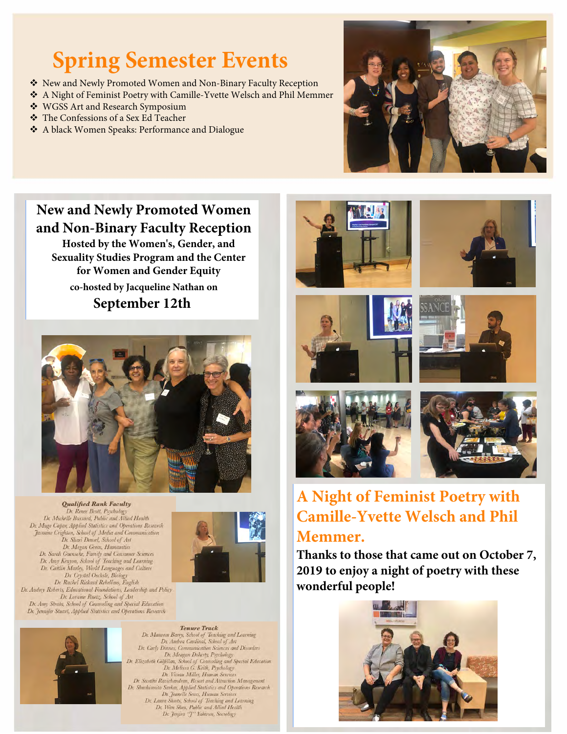# Spring Semester Events

- New and Newly Promoted Women and Non-Binary Faculty Reception
- A Night of Feminist Poetry with Camille-Yvette Welsch and Phil Memmer
- WGSS Art and Research Symposium
- The Confessions of a Sex Ed Teacher
- A black Women Speaks: Performance and Dialogue

## New and Newly Promoted Women and Non-Binary Faculty Reception

**Hosted by the Women's, Gender, and Sexuality Studies Program and the Center for Women and Gender Equity**

**co-hosted by Jacqueline Nathan on**

**September 12th**

***Qualified Rank Faculty***

*Dr. Renee Bratt, Psychology*
*Dr. Michelle Bussard, Public and Allied Health*
*Dr. Muge Capar, Applied Statistics and Operations Research*
*Jasmine Crighton, School of Media and Communication*
*Dr. Shari Densel, School of Art*
*Dr. Megan Green, Humanities*
*Dr. Sarah Guenscke, Family and Consumer Sciences*
*Dr. Amy Kenyon, School of Teaching and Learning*
*Dr. Caitlin Marley, World Languages and Culture*
*Dr. Crystal Oechsle, Biology*
*Dr. Rachel Rickard Rebellino, English*
*Dr. Audrey Roberts, Educational Foundations, Leadership and Policy*
*Dr. Loraine Ruetz, School of Art*
*Dr. Amy Strata, School of Counseling and Special Education*
*Dr. Jennifer Stuart, Applied Statistics and Operations Research*

***Tenure Track***

*Dr. Maureen Barry, School of Teaching and Learning*
*Dr. Andrea Cardinal, School of Art*
*Dr. Carly Dinnes, Communication Sciences and Disorders*
*Dr. Meagan Doherty, Psychology*
*Dr. Elizabeth Gilfillan, School of Counseling and Special Education*
*Dr. Melissa G. Keith, Psychology*
*Dr. Vivian Miller, Human Services*
*Dr. Swathi Ravichandran, Resort and Attraction Management*
*Dr. Shuchismita Sarkar, Applied Statistics and Operations Research*
*Dr. Jeanelle Sears, Human Services*
*Dr. Laura Sheets, School of Teaching and Learning*
*Dr. Wan Shen, Public and Allied Health*
*Dr. Jenjira "J" Yahirun, Sociology*

## A Night of Feminist Poetry with Camille-Yvette Welsch and Phil Memmer.

**Thanks to those that came out on October 7, 2019 to enjoy a night of poetry with these wonderful people!**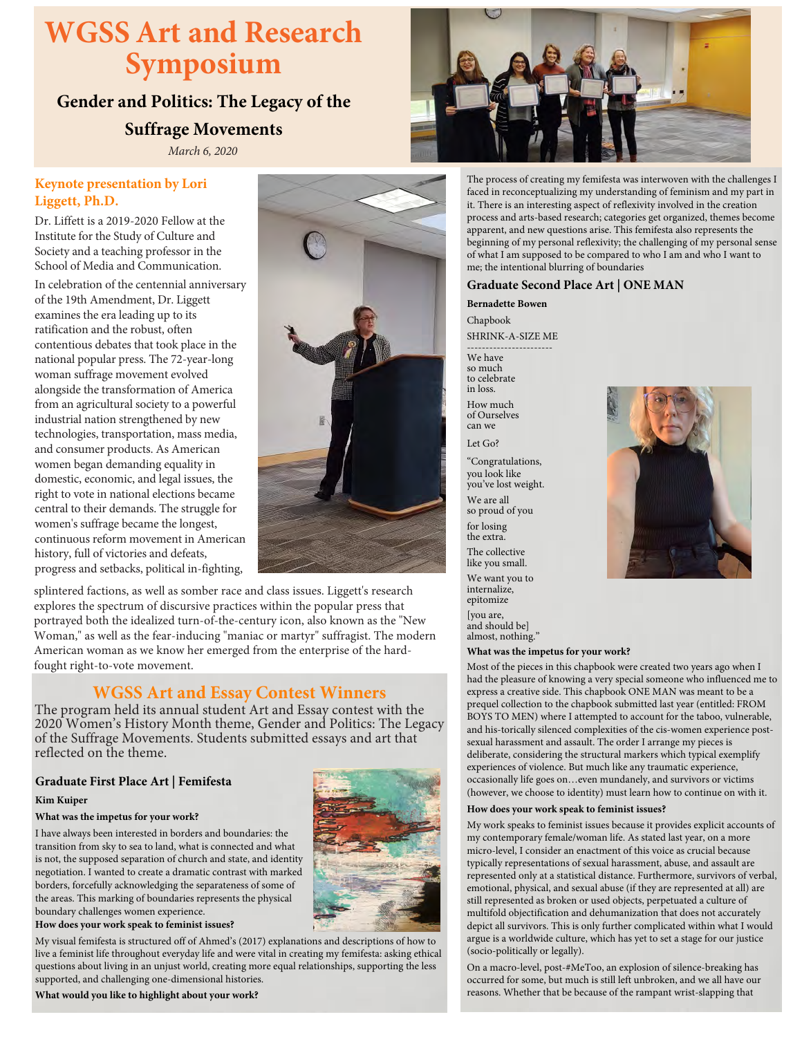# WGSS Art and Research Symposium

## Gender and Politics: The Legacy of the Suffrage Movements

*March 6, 2020*

### Keynote presentation by Lori Liggett, Ph.D.

Dr. Liffett is a 2019-2020 Fellow at the Institute for the Study of Culture and Society and a teaching professor in the School of Media and Communication.

In celebration of the centennial anniversary of the 19th Amendment, Dr. Liggett examines the era leading up to its ratification and the robust, often contentious debates that took place in the national popular press. The 72-year-long woman suffrage movement evolved alongside the transformation of America from an agricultural society to a powerful industrial nation strengthened by new technologies, transportation, mass media, and consumer products. As American women began demanding equality in domestic, economic, and legal issues, the right to vote in national elections became central to their demands. The struggle for women's suffrage became the longest, continuous reform movement in American history, full of victories and defeats, progress and setbacks, political in-fighting, splintered factions, as well as somber race and class issues. Liggett's research explores the spectrum of discursive practices within the popular press that portrayed both the idealized turn-of-the-century icon, also known as the "New Woman," as well as the fear-inducing "maniac or martyr" suffragist. The modern American woman as we know her emerged from the enterprise of the hard-fought right-to-vote movement.

## WGSS Art and Essay Contest Winners

The program held its annual student Art and Essay contest with the 2020 Women's History Month theme, Gender and Politics: The Legacy of the Suffrage Movements. Students submitted essays and art that reflected on the theme.

### Graduate First Place Art | Femifesta

**Kim Kuiper**

**What was the impetus for your work?**

I have always been interested in borders and boundaries: the transition from sky to sea to land, what is connected and what is not, the supposed separation of church and state, and identity negotiation. I wanted to create a dramatic contrast with marked borders, forcefully acknowledging the separateness of some of the areas. This marking of boundaries represents the physical boundary challenges women experience.

**How does your work speak to feminist issues?**

My visual femifesta is structured off of Ahmed's (2017) explanations and descriptions of how to live a feminist life throughout everyday life and were vital in creating my femifesta: asking ethical questions about living in an unjust world, creating more equal relationships, supporting the less supported, and challenging one-dimensional histories.

**What would you like to highlight about your work?**

The process of creating my femifesta was interwoven with the challenges I faced in reconceptualizing my understanding of feminism and my part in it. There is an interesting aspect of reflexivity involved in the creation process and arts-based research; categories get organized, themes become apparent, and new questions arise. This femifesta also represents the beginning of my personal reflexivity; the challenging of my personal sense of what I am supposed to be compared to who I am and who I want to me; the intentional blurring of boundaries

### Graduate Second Place Art | ONE MAN

**Bernadette Bowen**

Chapbook

SHRINK-A-SIZE ME

-----------------------

We have
so much
to celebrate
in loss.

How much
of Ourselves
can we

Let Go?

"Congratulations,
you look like
you've lost weight.

We are all
so proud of you

for losing
the extra.

The collective
like you small.

We want you to
internalize,
epitomize

[you are,
and should be]
almost, nothing."

**What was the impetus for your work?**

Most of the pieces in this chapbook were created two years ago when I had the pleasure of knowing a very special someone who influenced me to express a creative side. This chapbook ONE MAN was meant to be a prequel collection to the chapbook submitted last year (entitled: FROM BOYS TO MEN) where I attempted to account for the taboo, vulnerable, and his-torically silenced complexities of the cis-women experience post-sexual harassment and assault. The order I arrange my pieces is deliberate, considering the structural markers which typical exemplify experiences of violence. But much like any traumatic experience, occasionally life goes on…even mundanely, and survivors or victims (however, we choose to identity) must learn how to continue on with it.

**How does your work speak to feminist issues?**

My work speaks to feminist issues because it provides explicit accounts of my contemporary female/woman life. As stated last year, on a more micro-level, I consider an enactment of this voice as crucial because typically representations of sexual harassment, abuse, and assault are represented only at a statistical distance. Furthermore, survivors of verbal, emotional, physical, and sexual abuse (if they are represented at all) are still represented as broken or used objects, perpetuated a culture of multifold objectification and dehumanization that does not accurately depict all survivors. This is only further complicated within what I would argue is a worldwide culture, which has yet to set a stage for our justice (socio-politically or legally).

On a macro-level, post-#MeToo, an explosion of silence-breaking has occurred for some, but much is still left unbroken, and we all have our reasons. Whether that be because of the rampant wrist-slapping that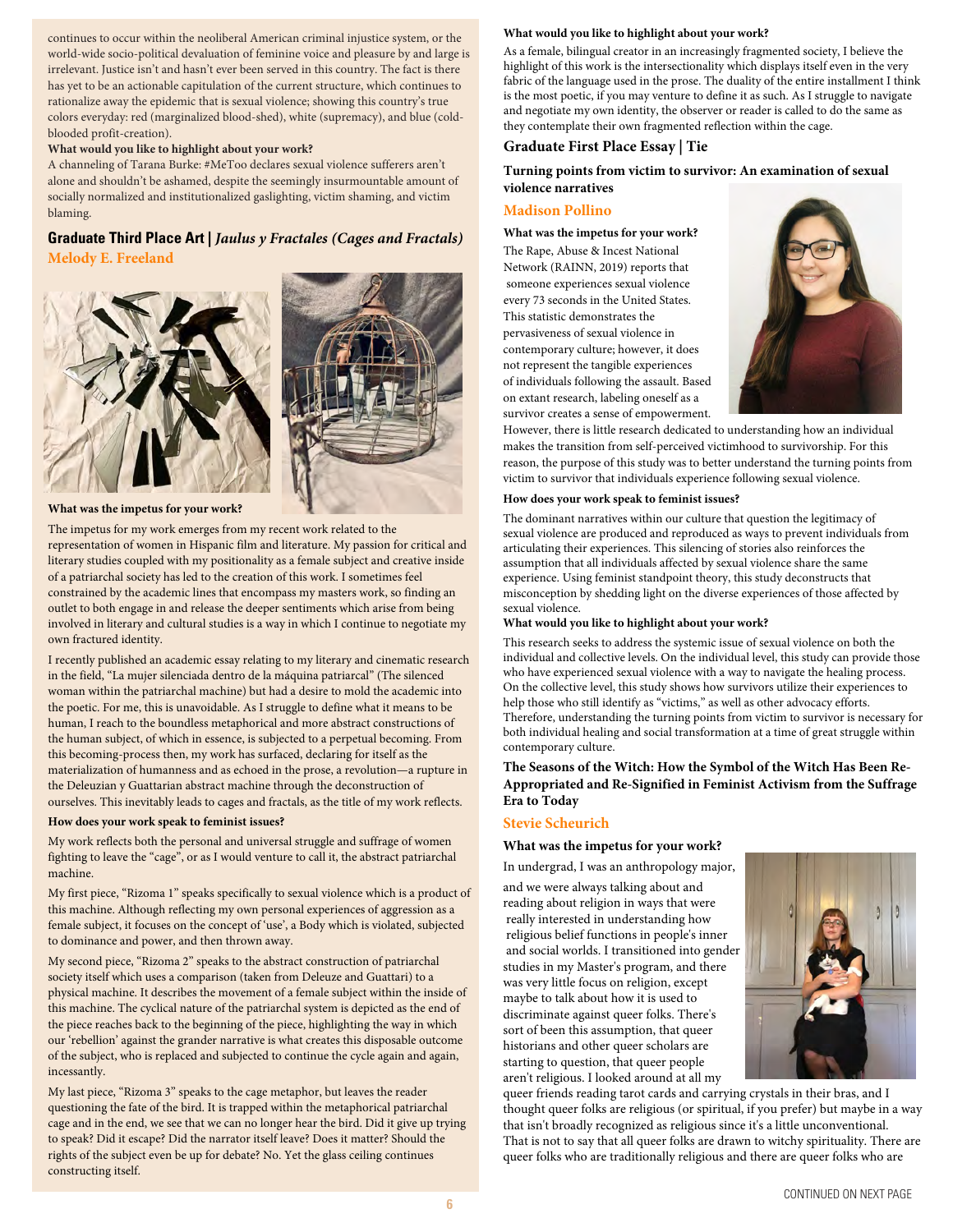continues to occur within the neoliberal American criminal injustice system, or the world-wide socio-political devaluation of feminine voice and pleasure by and large is irrelevant. Justice isn't and hasn't ever been served in this country. The fact is there has yet to be an actionable capitulation of the current structure, which continues to rationalize away the epidemic that is sexual violence; showing this country's true colors everyday: red (marginalized blood-shed), white (supremacy), and blue (cold-blooded profit-creation).

**What would you like to highlight about your work?**

A channeling of Tarana Burke: #MeToo declares sexual violence sufferers aren't alone and shouldn't be ashamed, despite the seemingly insurmountable amount of socially normalized and institutionalized gaslighting, victim shaming, and victim blaming.

## Graduate Third Place Art | *Jaulus y Fractales (Cages and Fractals)*

### Melody E. Freeland

**What was the impetus for your work?**

The impetus for my work emerges from my recent work related to the representation of women in Hispanic film and literature. My passion for critical and literary studies coupled with my positionality as a female subject and creative inside of a patriarchal society has led to the creation of this work. I sometimes feel constrained by the academic lines that encompass my masters work, so finding an outlet to both engage in and release the deeper sentiments which arise from being involved in literary and cultural studies is a way in which I continue to negotiate my own fractured identity.

I recently published an academic essay relating to my literary and cinematic research in the field, "La mujer silenciada dentro de la máquina patriarcal" (The silenced woman within the patriarchal machine) but had a desire to mold the academic into the poetic. For me, this is unavoidable. As I struggle to define what it means to be human, I reach to the boundless metaphorical and more abstract constructions of the human subject, of which in essence, is subjected to a perpetual becoming. From this becoming-process then, my work has surfaced, declaring for itself as the materialization of humanness and as echoed in the prose, a revolution—a rupture in the Deleuzian y Guattarian abstract machine through the deconstruction of ourselves. This inevitably leads to cages and fractals, as the title of my work reflects.

**How does your work speak to feminist issues?**

My work reflects both the personal and universal struggle and suffrage of women fighting to leave the "cage", or as I would venture to call it, the abstract patriarchal machine.

My first piece, "Rizoma 1" speaks specifically to sexual violence which is a product of this machine. Although reflecting my own personal experiences of aggression as a female subject, it focuses on the concept of 'use', a Body which is violated, subjected to dominance and power, and then thrown away.

My second piece, "Rizoma 2" speaks to the abstract construction of patriarchal society itself which uses a comparison (taken from Deleuze and Guattari) to a physical machine. It describes the movement of a female subject within the inside of this machine. The cyclical nature of the patriarchal system is depicted as the end of the piece reaches back to the beginning of the piece, highlighting the way in which our 'rebellion' against the grander narrative is what creates this disposable outcome of the subject, who is replaced and subjected to continue the cycle again and again, incessantly.

My last piece, "Rizoma 3" speaks to the cage metaphor, but leaves the reader questioning the fate of the bird. It is trapped within the metaphorical patriarchal cage and in the end, we see that we can no longer hear the bird. Did it give up trying to speak? Did it escape? Did the narrator itself leave? Does it matter? Should the rights of the subject even be up for debate? No. Yet the glass ceiling continues constructing itself.

**What would you like to highlight about your work?**

As a female, bilingual creator in an increasingly fragmented society, I believe the highlight of this work is the intersectionality which displays itself even in the very fabric of the language used in the prose. The duality of the entire installment I think is the most poetic, if you may venture to define it as such. As I struggle to navigate and negotiate my own identity, the observer or reader is called to do the same as they contemplate their own fragmented reflection within the cage.

## Graduate First Place Essay | Tie

### Turning points from victim to survivor: An examination of sexual violence narratives

### Madison Pollino

**What was the impetus for your work?**

The Rape, Abuse & Incest National Network (RAINN, 2019) reports that someone experiences sexual violence every 73 seconds in the United States. This statistic demonstrates the pervasiveness of sexual violence in contemporary culture; however, it does not represent the tangible experiences of individuals following the assault. Based on extant research, labeling oneself as a survivor creates a sense of empowerment. However, there is little research dedicated to understanding how an individual makes the transition from self-perceived victimhood to survivorship. For this reason, the purpose of this study was to better understand the turning points from victim to survivor that individuals experience following sexual violence.

**How does your work speak to feminist issues?**

The dominant narratives within our culture that question the legitimacy of sexual violence are produced and reproduced as ways to prevent individuals from articulating their experiences. This silencing of stories also reinforces the assumption that all individuals affected by sexual violence share the same experience. Using feminist standpoint theory, this study deconstructs that misconception by shedding light on the diverse experiences of those affected by sexual violence.

**What would you like to highlight about your work?**

This research seeks to address the systemic issue of sexual violence on both the individual and collective levels. On the individual level, this study can provide those who have experienced sexual violence with a way to navigate the healing process. On the collective level, this study shows how survivors utilize their experiences to help those who still identify as "victims," as well as other advocacy efforts. Therefore, understanding the turning points from victim to survivor is necessary for both individual healing and social transformation at a time of great struggle within contemporary culture.

### The Seasons of the Witch: How the Symbol of the Witch Has Been Re-Appropriated and Re-Signified in Feminist Activism from the Suffrage Era to Today

### Stevie Scheurich

**What was the impetus for your work?**

In undergrad, I was an anthropology major, and we were always talking about and reading about religion in ways that were really interested in understanding how religious belief functions in people's inner and social worlds. I transitioned into gender studies in my Master's program, and there was very little focus on religion, except maybe to talk about how it is used to discriminate against queer folks. There's sort of been this assumption, that queer historians and other queer scholars are starting to question, that queer people aren't religious. I looked around at all my queer friends reading tarot cards and carrying crystals in their bras, and I thought queer folks are religious (or spiritual, if you prefer) but maybe in a way that isn't broadly recognized as religious since it's a little unconventional. That is not to say that all queer folks are drawn to witchy spirituality. There are queer folks who are traditionally religious and there are queer folks who are

CONTINUED ON NEXT PAGE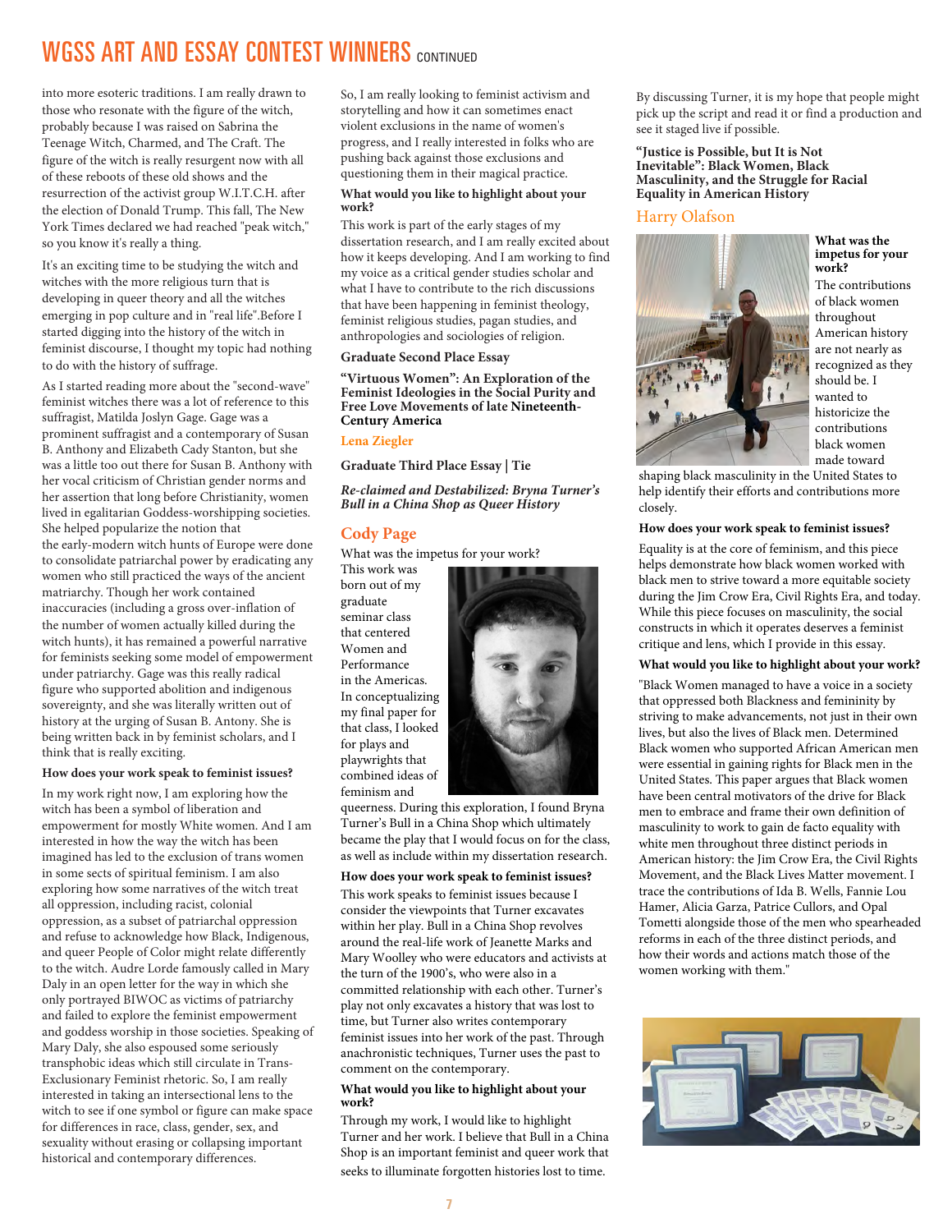# WGSS ART AND ESSAY CONTEST WINNERS CONTINUED

into more esoteric traditions. I am really drawn to those who resonate with the figure of the witch, probably because I was raised on Sabrina the Teenage Witch, Charmed, and The Craft. The figure of the witch is really resurgent now with all of these reboots of these old shows and the resurrection of the activist group W.I.T.C.H. after the election of Donald Trump. This fall, The New York Times declared we had reached "peak witch," so you know it's really a thing.

It's an exciting time to be studying the witch and witches with the more religious turn that is developing in queer theory and all the witches emerging in pop culture and in "real life".Before I started digging into the history of the witch in feminist discourse, I thought my topic had nothing to do with the history of suffrage.

As I started reading more about the "second-wave" feminist witches there was a lot of reference to this suffragist, Matilda Joslyn Gage. Gage was a prominent suffragist and a contemporary of Susan B. Anthony and Elizabeth Cady Stanton, but she was a little too out there for Susan B. Anthony with her vocal criticism of Christian gender norms and her assertion that long before Christianity, women lived in egalitarian Goddess-worshipping societies. She helped popularize the notion that the early-modern witch hunts of Europe were done to consolidate patriarchal power by eradicating any women who still practiced the ways of the ancient matriarchy. Though her work contained inaccuracies (including a gross over-inflation of the number of women actually killed during the witch hunts), it has remained a powerful narrative for feminists seeking some model of empowerment under patriarchy. Gage was this really radical figure who supported abolition and indigenous sovereignty, and she was literally written out of history at the urging of Susan B. Antony. She is being written back in by feminist scholars, and I think that is really exciting.

**How does your work speak to feminist issues?**

In my work right now, I am exploring how the witch has been a symbol of liberation and empowerment for mostly White women. And I am interested in how the way the witch has been imagined has led to the exclusion of trans women in some sects of spiritual feminism. I am also exploring how some narratives of the witch treat all oppression, including racist, colonial oppression, as a subset of patriarchal oppression and refuse to acknowledge how Black, Indigenous, and queer People of Color might relate differently to the witch. Audre Lorde famously called in Mary Daly in an open letter for the way in which she only portrayed BIWOC as victims of patriarchy and failed to explore the feminist empowerment and goddess worship in those societies. Speaking of Mary Daly, she also espoused some seriously transphobic ideas which still circulate in Trans-Exclusionary Feminist rhetoric. So, I am really interested in taking an intersectional lens to the witch to see if one symbol or figure can make space for differences in race, class, gender, sex, and sexuality without erasing or collapsing important historical and contemporary differences.

So, I am really looking to feminist activism and storytelling and how it can sometimes enact violent exclusions in the name of women's progress, and I really interested in folks who are pushing back against those exclusions and questioning them in their magical practice.

**What would you like to highlight about your work?**

This work is part of the early stages of my dissertation research, and I am really excited about how it keeps developing. And I am working to find my voice as a critical gender studies scholar and what I have to contribute to the rich discussions that have been happening in feminist theology, feminist religious studies, pagan studies, and anthropologies and sociologies of religion.

**Graduate Second Place Essay**

**"Virtuous Women": An Exploration of the Feminist Ideologies in the Social Purity and Free Love Movements of late Nineteenth-Century America**

**Lena Ziegler**

**Graduate Third Place Essay | Tie**

***Re-claimed and Destabilized: Bryna Turner's Bull in a China Shop as Queer History***

## Cody Page

What was the impetus for your work?

This work was born out of my graduate seminar class that centered Women and Performance in the Americas. In conceptualizing my final paper for that class, I looked for plays and playwrights that combined ideas of feminism and queerness. During this exploration, I found Bryna Turner's Bull in a China Shop which ultimately became the play that I would focus on for the class, as well as include within my dissertation research.

**How does your work speak to feminist issues?**

This work speaks to feminist issues because I consider the viewpoints that Turner excavates within her play. Bull in a China Shop revolves around the real-life work of Jeanette Marks and Mary Woolley who were educators and activists at the turn of the 1900's, who were also in a committed relationship with each other. Turner's play not only excavates a history that was lost to time, but Turner also writes contemporary feminist issues into her work of the past. Through anachronistic techniques, Turner uses the past to comment on the contemporary.

**What would you like to highlight about your work?**

Through my work, I would like to highlight Turner and her work. I believe that Bull in a China Shop is an important feminist and queer work that seeks to illuminate forgotten histories lost to time. By discussing Turner, it is my hope that people might pick up the script and read it or find a production and see it staged live if possible.

**"Justice is Possible, but It is Not Inevitable": Black Women, Black Masculinity, and the Struggle for Racial Equality in American History**

## Harry Olafson

**What was the impetus for your work?**

The contributions of black women throughout American history are not nearly as recognized as they should be. I wanted to historicize the contributions black women made toward shaping black masculinity in the United States to help identify their efforts and contributions more closely.

**How does your work speak to feminist issues?**

Equality is at the core of feminism, and this piece helps demonstrate how black women worked with black men to strive toward a more equitable society during the Jim Crow Era, Civil Rights Era, and today. While this piece focuses on masculinity, the social constructs in which it operates deserves a feminist critique and lens, which I provide in this essay.

**What would you like to highlight about your work?**

"Black Women managed to have a voice in a society that oppressed both Blackness and femininity by striving to make advancements, not just in their own lives, but also the lives of Black men. Determined Black women who supported African American men were essential in gaining rights for Black men in the United States. This paper argues that Black women have been central motivators of the drive for Black men to embrace and frame their own definition of masculinity to work to gain de facto equality with white men throughout three distinct periods in American history: the Jim Crow Era, the Civil Rights Movement, and the Black Lives Matter movement. I trace the contributions of Ida B. Wells, Fannie Lou Hamer, Alicia Garza, Patrice Cullors, and Opal Tometti alongside those of the men who spearheaded reforms in each of the three distinct periods, and how their words and actions match those of the women working with them."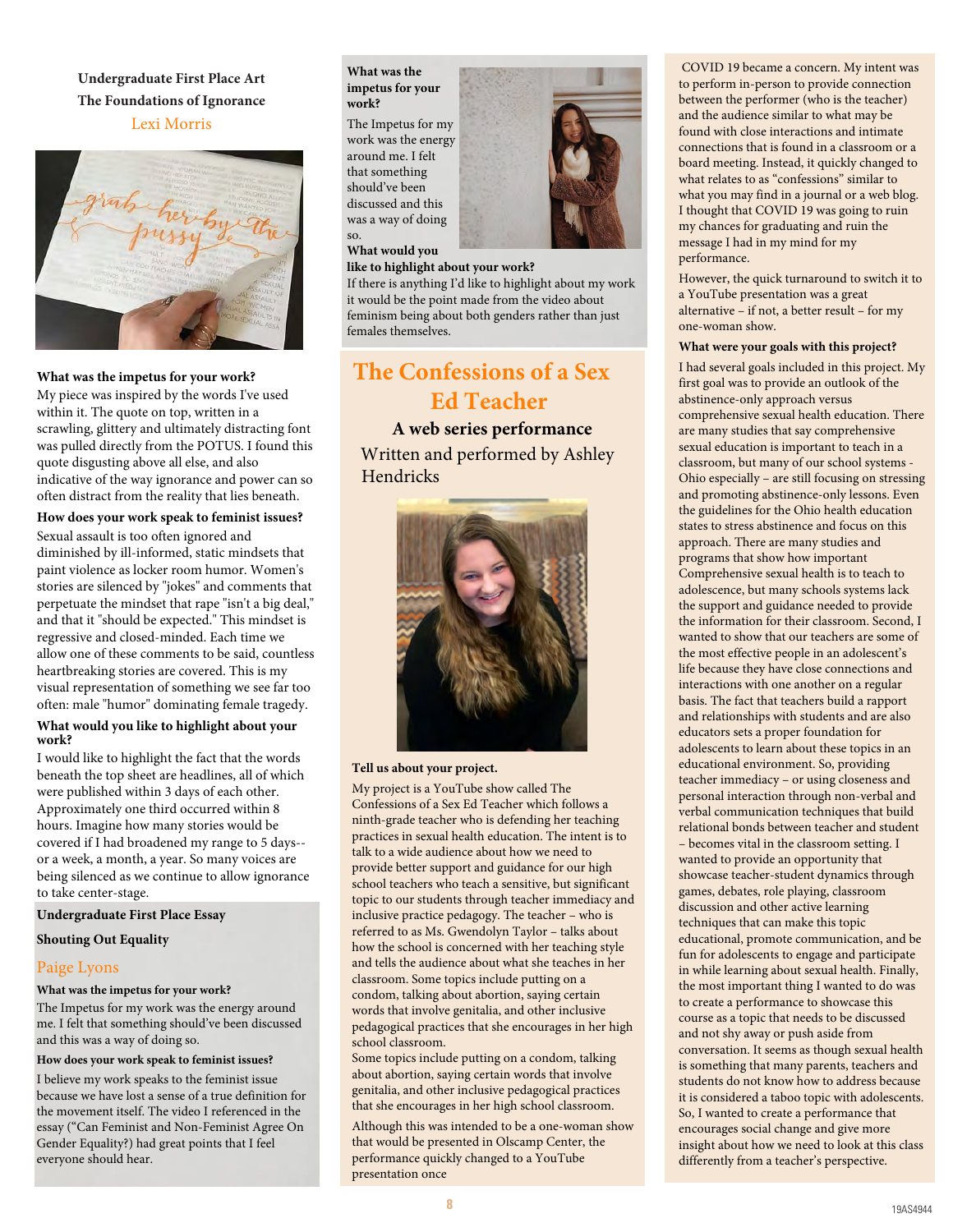**Undergraduate First Place Art**

**The Foundations of Ignorance**

Lexi Morris

**What was the impetus for your work?**

My piece was inspired by the words I've used within it. The quote on top, written in a scrawling, glittery and ultimately distracting font was pulled directly from the POTUS. I found this quote disgusting above all else, and also indicative of the way ignorance and power can so often distract from the reality that lies beneath.

**How does your work speak to feminist issues?**

Sexual assault is too often ignored and diminished by ill-informed, static mindsets that paint violence as locker room humor. Women's stories are silenced by "jokes" and comments that perpetuate the mindset that rape "isn't a big deal," and that it "should be expected." This mindset is regressive and closed-minded. Each time we allow one of these comments to be said, countless heartbreaking stories are covered. This is my visual representation of something we see far too often: male "humor" dominating female tragedy.

**What would you like to highlight about your work?**

I would like to highlight the fact that the words beneath the top sheet are headlines, all of which were published within 3 days of each other. Approximately one third occurred within 8 hours. Imagine how many stories would be covered if I had broadened my range to 5 days--or a week, a month, a year. So many voices are being silenced as we continue to allow ignorance to take center-stage.

**Undergraduate First Place Essay**

**Shouting Out Equality**

Paige Lyons

**What was the impetus for your work?**

The Impetus for my work was the energy around me. I felt that something should've been discussed and this was a way of doing so.

**How does your work speak to feminist issues?**

I believe my work speaks to the feminist issue because we have lost a sense of a true definition for the movement itself. The video I referenced in the essay ("Can Feminist and Non-Feminist Agree On Gender Equality?) had great points that I feel everyone should hear.

**What was the impetus for your work?**

The Impetus for my work was the energy around me. I felt that something should've been discussed and this was a way of doing so.

**What would you like to highlight about your work?**

If there is anything I'd like to highlight about my work it would be the point made from the video about feminism being about both genders rather than just females themselves.

## The Confessions of a Sex Ed Teacher

### A web series performance

Written and performed by Ashley Hendricks

**Tell us about your project.**

My project is a YouTube show called The Confessions of a Sex Ed Teacher which follows a ninth-grade teacher who is defending her teaching practices in sexual health education. The intent is to talk to a wide audience about how we need to provide better support and guidance for our high school teachers who teach a sensitive, but significant topic to our students through teacher immediacy and inclusive practice pedagogy. The teacher – who is referred to as Ms. Gwendolyn Taylor – talks about how the school is concerned with her teaching style and tells the audience about what she teaches in her classroom. Some topics include putting on a condom, talking about abortion, saying certain words that involve genitalia, and other inclusive pedagogical practices that she encourages in her high school classroom.

Some topics include putting on a condom, talking about abortion, saying certain words that involve genitalia, and other inclusive pedagogical practices that she encourages in her high school classroom.

Although this was intended to be a one-woman show that would be presented in Olscamp Center, the performance quickly changed to a YouTube presentation once COVID 19 became a concern. My intent was to perform in-person to provide connection between the performer (who is the teacher) and the audience similar to what may be found with close interactions and intimate connections that is found in a classroom or a board meeting. Instead, it quickly changed to what relates to as "confessions" similar to what you may find in a journal or a web blog. I thought that COVID 19 was going to ruin my chances for graduating and ruin the message I had in my mind for my performance.

However, the quick turnaround to switch it to a YouTube presentation was a great alternative – if not, a better result – for my one-woman show.

**What were your goals with this project?**

I had several goals included in this project. My first goal was to provide an outlook of the abstinence-only approach versus comprehensive sexual health education. There are many studies that say comprehensive sexual education is important to teach in a classroom, but many of our school systems - Ohio especially – are still focusing on stressing and promoting abstinence-only lessons. Even the guidelines for the Ohio health education states to stress abstinence and focus on this approach. There are many studies and programs that show how important Comprehensive sexual health is to teach to adolescence, but many schools systems lack the support and guidance needed to provide the information for their classroom. Second, I wanted to show that our teachers are some of the most effective people in an adolescent's life because they have close connections and interactions with one another on a regular basis. The fact that teachers build a rapport and relationships with students and are also educators sets a proper foundation for adolescents to learn about these topics in an educational environment. So, providing teacher immediacy – or using closeness and personal interaction through non-verbal and verbal communication techniques that build relational bonds between teacher and student – becomes vital in the classroom setting. I wanted to provide an opportunity that showcase teacher-student dynamics through games, debates, role playing, classroom discussion and other active learning techniques that can make this topic educational, promote communication, and be fun for adolescents to engage and participate in while learning about sexual health. Finally, the most important thing I wanted to do was to create a performance to showcase this course as a topic that needs to be discussed and not shy away or push aside from conversation. It seems as though sexual health is something that many parents, teachers and students do not know how to address because it is considered a taboo topic with adolescents. So, I wanted to create a performance that encourages social change and give more insight about how we need to look at this class differently from a teacher's perspective.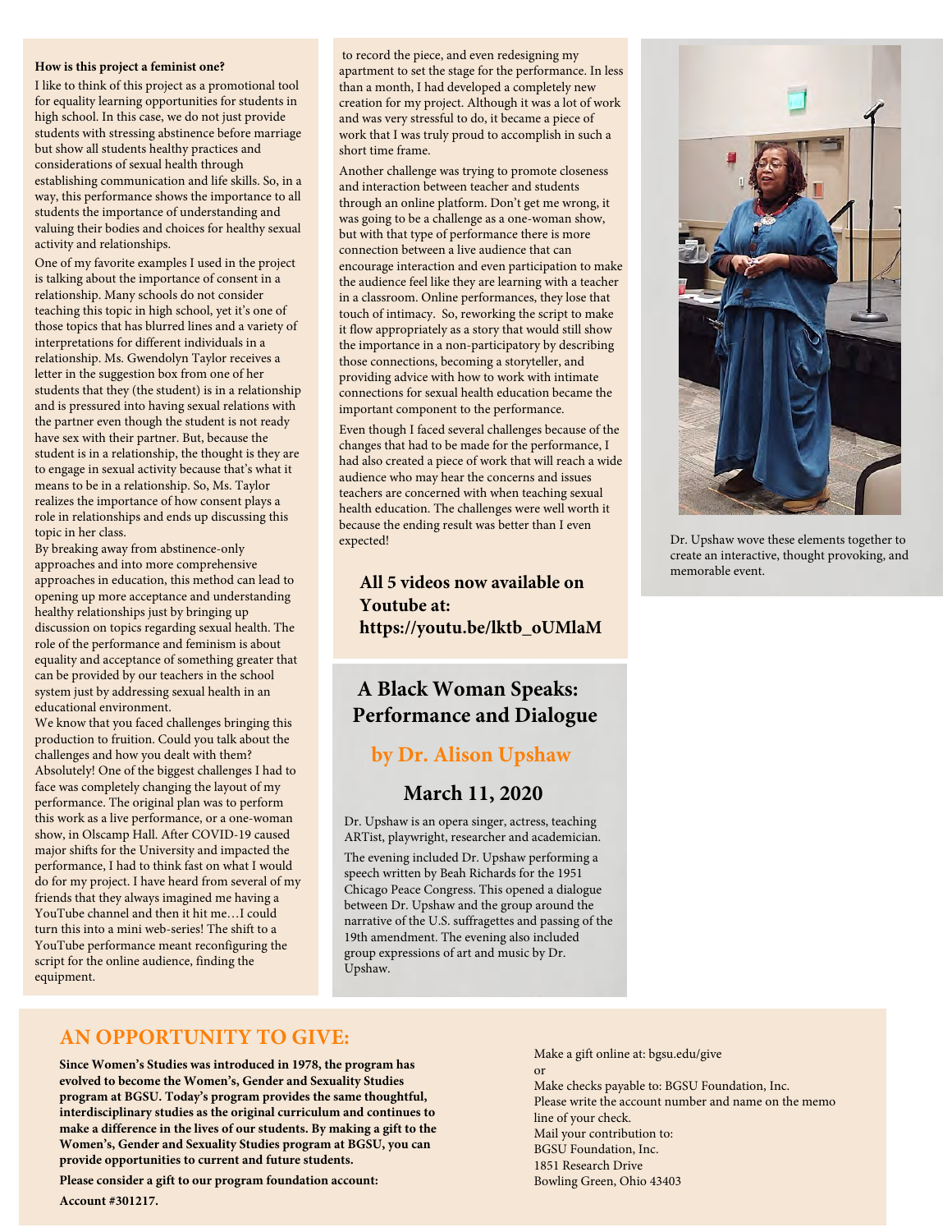**How is this project a feminist one?**

I like to think of this project as a promotional tool for equality learning opportunities for students in high school. In this case, we do not just provide students with stressing abstinence before marriage but show all students healthy practices and considerations of sexual health through establishing communication and life skills. So, in a way, this performance shows the importance to all students the importance of understanding and valuing their bodies and choices for healthy sexual activity and relationships.

One of my favorite examples I used in the project is talking about the importance of consent in a relationship. Many schools do not consider teaching this topic in high school, yet it's one of those topics that has blurred lines and a variety of interpretations for different individuals in a relationship. Ms. Gwendolyn Taylor receives a letter in the suggestion box from one of her students that they (the student) is in a relationship and is pressured into having sexual relations with the partner even though the student is not ready have sex with their partner. But, because the student is in a relationship, the thought is they are to engage in sexual activity because that's what it means to be in a relationship. So, Ms. Taylor realizes the importance of how consent plays a role in relationships and ends up discussing this topic in her class.

By breaking away from abstinence-only approaches and into more comprehensive approaches in education, this method can lead to opening up more acceptance and understanding healthy relationships just by bringing up discussion on topics regarding sexual health. The role of the performance and feminism is about equality and acceptance of something greater that can be provided by our teachers in the school system just by addressing sexual health in an educational environment.

We know that you faced challenges bringing this production to fruition. Could you talk about the challenges and how you dealt with them?

Absolutely! One of the biggest challenges I had to face was completely changing the layout of my performance. The original plan was to perform this work as a live performance, or a one-woman show, in Olscamp Hall. After COVID-19 caused major shifts for the University and impacted the performance, I had to think fast on what I would do for my project. I have heard from several of my friends that they always imagined me having a YouTube channel and then it hit me…I could turn this into a mini web-series! The shift to a YouTube performance meant reconfiguring the script for the online audience, finding the equipment to record the piece, and even redesigning my apartment to set the stage for the performance. In less than a month, I had developed a completely new creation for my project. Although it was a lot of work and was very stressful to do, it became a piece of work that I was truly proud to accomplish in such a short time frame.

Another challenge was trying to promote closeness and interaction between teacher and students through an online platform. Don't get me wrong, it was going to be a challenge as a one-woman show, but with that type of performance there is more connection between a live audience that can encourage interaction and even participation to make the audience feel like they are learning with a teacher in a classroom. Online performances, they lose that touch of intimacy. So, reworking the script to make it flow appropriately as a story that would still show the importance in a non-participatory by describing those connections, becoming a storyteller, and providing advice with how to work with intimate connections for sexual health education became the important component to the performance.

Even though I faced several challenges because of the changes that had to be made for the performance, I had also created a piece of work that will reach a wide audience who may hear the concerns and issues teachers are concerned with when teaching sexual health education. The challenges were well worth it because the ending result was better than I even expected!

**All 5 videos now available on Youtube at: https://youtu.be/lktb_oUMlaM**

## A Black Woman Speaks: Performance and Dialogue

### by Dr. Alison Upshaw

### March 11, 2020

Dr. Upshaw is an opera singer, actress, teaching ARTist, playwright, researcher and academician.

The evening included Dr. Upshaw performing a speech written by Beah Richards for the 1951 Chicago Peace Congress. This opened a dialogue between Dr. Upshaw and the group around the narrative of the U.S. suffragettes and passing of the 19th amendment. The evening also included group expressions of art and music by Dr. Upshaw.

Dr. Upshaw wove these elements together to create an interactive, thought provoking, and memorable event.

## AN OPPORTUNITY TO GIVE:

**Since Women's Studies was introduced in 1978, the program has evolved to become the Women's, Gender and Sexuality Studies program at BGSU. Today's program provides the same thoughtful, interdisciplinary studies as the original curriculum and continues to make a difference in the lives of our students. By making a gift to the Women's, Gender and Sexuality Studies program at BGSU, you can provide opportunities to current and future students.**

**Please consider a gift to our program foundation account:**

**Account #301217.**

Make a gift online at: bgsu.edu/give

or

Make checks payable to: BGSU Foundation, Inc.
Please write the account number and name on the memo line of your check.
Mail your contribution to:
BGSU Foundation, Inc.
1851 Research Drive
Bowling Green, Ohio 43403